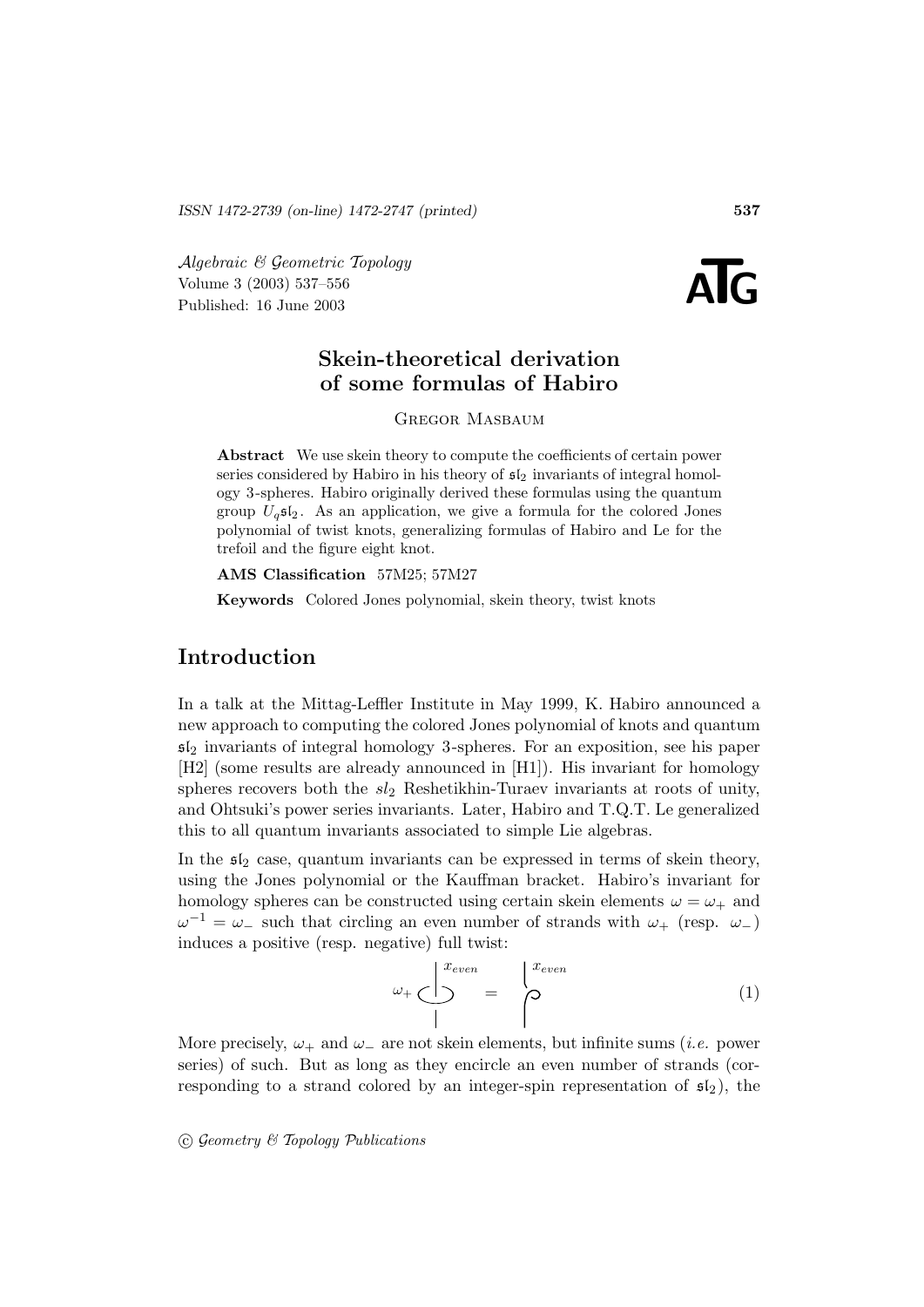ISSN 1472-2739 (on-line) 1472-2747 (printed)

*Algebraic & Geometric Topology*
Volume 3 (2003) 537–556
Published: 16 June 2003

# Skein-theoretical derivation of some formulas of Habiro

Gregor Masbaum

**Abstract** We use skein theory to compute the coefficients of certain power series considered by Habiro in his theory of $\mathfrak{sl}_2$ invariants of integral homology 3-spheres. Habiro originally derived these formulas using the quantum group $U_q\mathfrak{sl}_2$. As an application, we give a formula for the colored Jones polynomial of twist knots, generalizing formulas of Habiro and Le for the trefoil and the figure eight knot.

**AMS Classification** 57M25; 57M27

**Keywords** Colored Jones polynomial, skein theory, twist knots

## Introduction

In a talk at the Mittag-Leffler Institute in May 1999, K. Habiro announced a new approach to computing the colored Jones polynomial of knots and quantum $\mathfrak{sl}_2$ invariants of integral homology 3-spheres. For an exposition, see his paper [H2] (some results are already announced in [H1]). His invariant for homology spheres recovers both the $sl_2$ Reshetikhin-Turaev invariants at roots of unity, and Ohtsuki's power series invariants. Later, Habiro and T.Q.T. Le generalized this to all quantum invariants associated to simple Lie algebras.

In the $\mathfrak{sl}_2$ case, quantum invariants can be expressed in terms of skein theory, using the Jones polynomial or the Kauffman bracket. Habiro's invariant for homology spheres can be constructed using certain skein elements $\omega = \omega_+$ and $\omega^{-1} = \omega_-$ such that circling an even number of strands with $\omega_+$ (resp. $\omega_-$) induces a positive (resp. negative) full twist:

$$\omega_+ \; (x_{even}) \quad = \quad (x_{even}) \qquad (1)$$

More precisely, $\omega_+$ and $\omega_-$ are not skein elements, but infinite sums (*i.e.* power series) of such. But as long as they encircle an even number of strands (corresponding to a strand colored by an integer-spin representation of $\mathfrak{sl}_2$), the

© *Geometry & Topology Publications*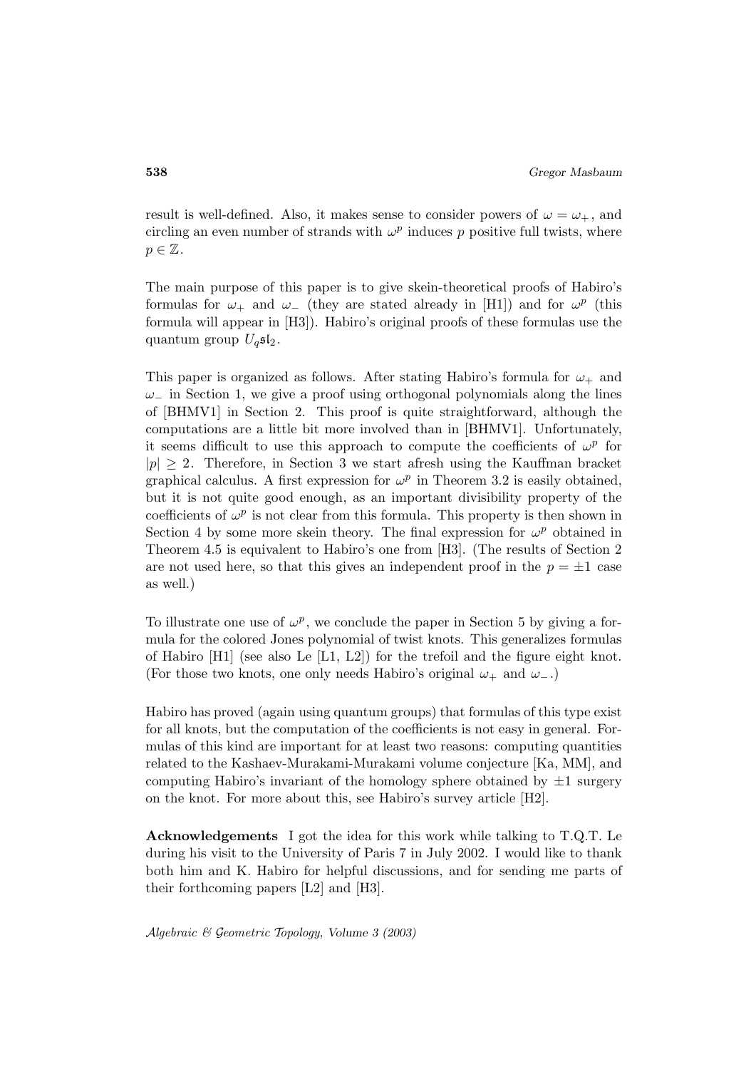result is well-defined. Also, it makes sense to consider powers of $\omega = \omega_+$, and circling an even number of strands with $\omega^p$ induces $p$ positive full twists, where $p \in \mathbb{Z}$.

The main purpose of this paper is to give skein-theoretical proofs of Habiro's formulas for $\omega_+$ and $\omega_-$ (they are stated already in [H1]) and for $\omega^p$ (this formula will appear in [H3]). Habiro's original proofs of these formulas use the quantum group $U_q\mathfrak{sl}_2$.

This paper is organized as follows. After stating Habiro's formula for $\omega_+$ and $\omega_-$ in Section 1, we give a proof using orthogonal polynomials along the lines of [BHMV1] in Section 2. This proof is quite straightforward, although the computations are a little bit more involved than in [BHMV1]. Unfortunately, it seems difficult to use this approach to compute the coefficients of $\omega^p$ for $|p| \geq 2$. Therefore, in Section 3 we start afresh using the Kauffman bracket graphical calculus. A first expression for $\omega^p$ in Theorem 3.2 is easily obtained, but it is not quite good enough, as an important divisibility property of the coefficients of $\omega^p$ is not clear from this formula. This property is then shown in Section 4 by some more skein theory. The final expression for $\omega^p$ obtained in Theorem 4.5 is equivalent to Habiro's one from [H3]. (The results of Section 2 are not used here, so that this gives an independent proof in the $p = \pm 1$ case as well.)

To illustrate one use of $\omega^p$, we conclude the paper in Section 5 by giving a formula for the colored Jones polynomial of twist knots. This generalizes formulas of Habiro [H1] (see also Le [L1, L2]) for the trefoil and the figure eight knot. (For those two knots, one only needs Habiro's original $\omega_+$ and $\omega_-$.)

Habiro has proved (again using quantum groups) that formulas of this type exist for all knots, but the computation of the coefficients is not easy in general. Formulas of this kind are important for at least two reasons: computing quantities related to the Kashaev-Murakami-Murakami volume conjecture [Ka, MM], and computing Habiro's invariant of the homology sphere obtained by $\pm 1$ surgery on the knot. For more about this, see Habiro's survey article [H2].

**Acknowledgements** I got the idea for this work while talking to T.Q.T. Le during his visit to the University of Paris 7 in July 2002. I would like to thank both him and K. Habiro for helpful discussions, and for sending me parts of their forthcoming papers [L2] and [H3].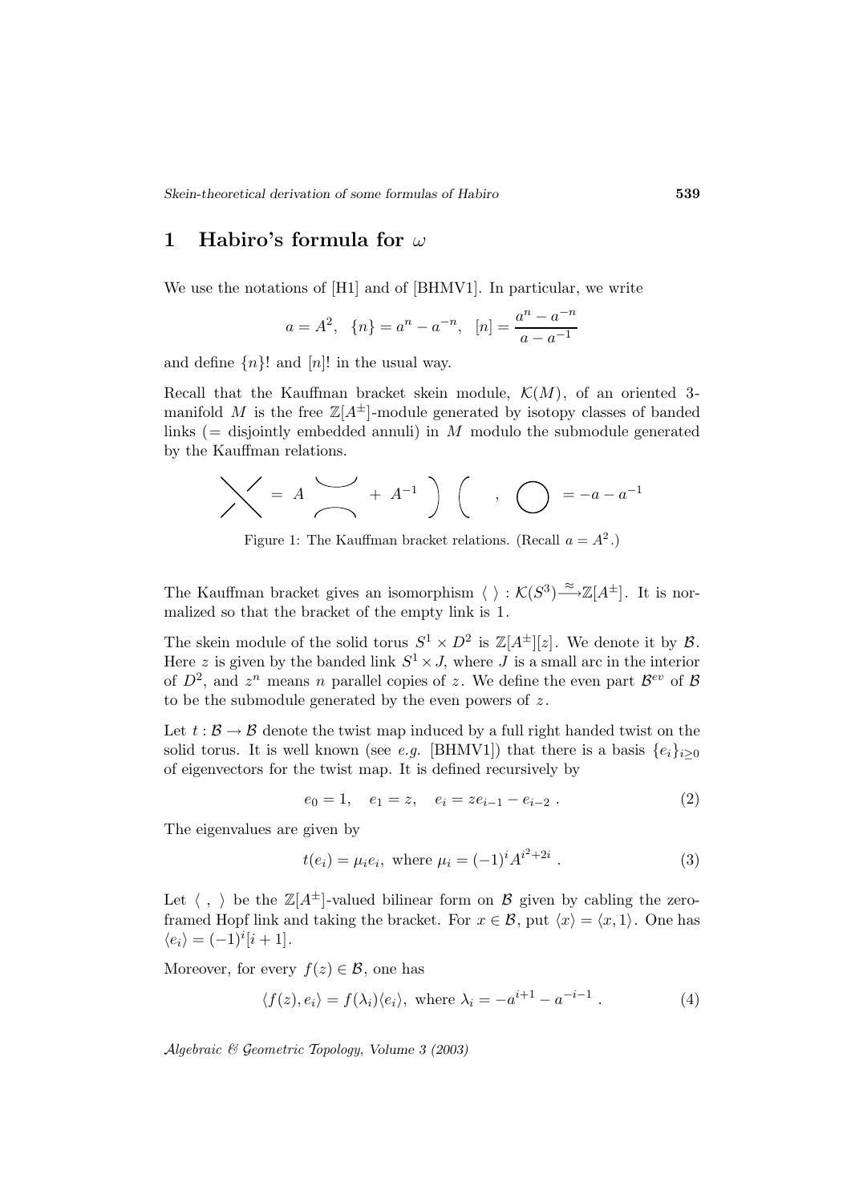# 1 Habiro's formula for $\omega$

We use the notations of [H1] and of [BHMV1]. In particular, we write

$$a = A^2, \quad \{n\} = a^n - a^{-n}, \quad [n] = \frac{a^n - a^{-n}}{a - a^{-1}}$$

and define $\{n\}!$ and $[n]!$ in the usual way.

Recall that the Kauffman bracket skein module, $\mathcal{K}(M)$, of an oriented 3-manifold $M$ is the free $\mathbb{Z}[A^{\pm}]$-module generated by isotopy classes of banded links (= disjointly embedded annuli) in $M$ modulo the submodule generated by the Kauffman relations.

$$\diagup\!\!\!\!\diagdown \;=\; A \;\asymp\; + \; A^{-1} \;)\,( \quad , \quad \bigcirc \;=\; -a - a^{-1}$$

Figure 1: The Kauffman bracket relations. (Recall $a = A^2$.)

The Kauffman bracket gives an isomorphism $\langle\ \rangle : \mathcal{K}(S^3) \xrightarrow{\approx} \mathbb{Z}[A^{\pm}]$. It is normalized so that the bracket of the empty link is 1.

The skein module of the solid torus $S^1 \times D^2$ is $\mathbb{Z}[A^{\pm}][z]$. We denote it by $\mathcal{B}$. Here $z$ is given by the banded link $S^1 \times J$, where $J$ is a small arc in the interior of $D^2$, and $z^n$ means $n$ parallel copies of $z$. We define the even part $\mathcal{B}^{ev}$ of $\mathcal{B}$ to be the submodule generated by the even powers of $z$.

Let $t : \mathcal{B} \to \mathcal{B}$ denote the twist map induced by a full right handed twist on the solid torus. It is well known (see *e.g.* [BHMV1]) that there is a basis $\{e_i\}_{i \geq 0}$ of eigenvectors for the twist map. It is defined recursively by

$$e_0 = 1, \quad e_1 = z, \quad e_i = z e_{i-1} - e_{i-2} \ . \tag{2}$$

The eigenvalues are given by

$$t(e_i) = \mu_i e_i, \text{ where } \mu_i = (-1)^i A^{i^2+2i} \ . \tag{3}$$

Let $\langle\ ,\ \rangle$ be the $\mathbb{Z}[A^{\pm}]$-valued bilinear form on $\mathcal{B}$ given by cabling the zero-framed Hopf link and taking the bracket. For $x \in \mathcal{B}$, put $\langle x \rangle = \langle x, 1 \rangle$. One has $\langle e_i \rangle = (-1)^i [i+1]$.

Moreover, for every $f(z) \in \mathcal{B}$, one has

$$\langle f(z), e_i \rangle = f(\lambda_i) \langle e_i \rangle, \text{ where } \lambda_i = -a^{i+1} - a^{-i-1} \ . \tag{4}$$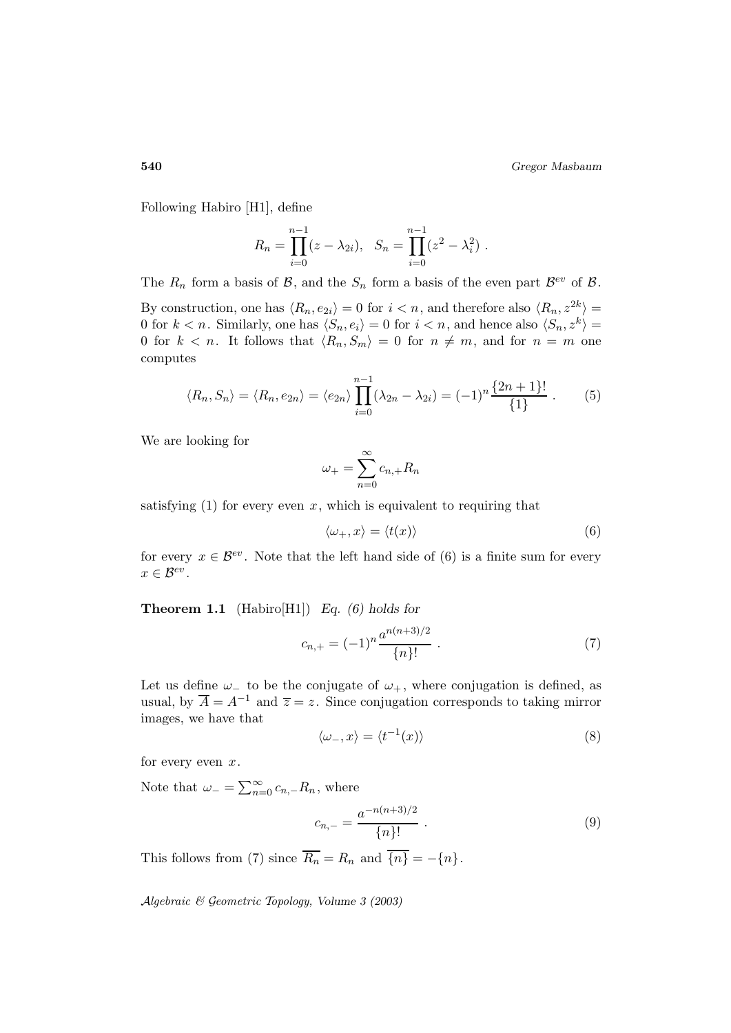Following Habiro [H1], define

$$R_n = \prod_{i=0}^{n-1}(z - \lambda_{2i}), \quad S_n = \prod_{i=0}^{n-1}(z^2 - \lambda_i^2) \ .$$

The $R_n$ form a basis of $\mathcal{B}$, and the $S_n$ form a basis of the even part $\mathcal{B}^{ev}$ of $\mathcal{B}$.

By construction, one has $\langle R_n, e_{2i} \rangle = 0$ for $i < n$, and therefore also $\langle R_n, z^{2k} \rangle = 0$ for $k < n$. Similarly, one has $\langle S_n, e_i \rangle = 0$ for $i < n$, and hence also $\langle S_n, z^k \rangle = 0$ for $k < n$. It follows that $\langle R_n, S_m \rangle = 0$ for $n \neq m$, and for $n = m$ one computes

$$\langle R_n, S_n \rangle = \langle R_n, e_{2n} \rangle = \langle e_{2n} \rangle \prod_{i=0}^{n-1}(\lambda_{2n} - \lambda_{2i}) = (-1)^n \frac{\{2n+1\}!}{\{1\}} \ . \qquad (5)$$

We are looking for

$$\omega_+ = \sum_{n=0}^{\infty} c_{n,+} R_n$$

satisfying (1) for every even $x$, which is equivalent to requiring that

$$\langle \omega_+, x \rangle = \langle t(x) \rangle \qquad (6)$$

for every $x \in \mathcal{B}^{ev}$. Note that the left hand side of (6) is a finite sum for every $x \in \mathcal{B}^{ev}$.

**Theorem 1.1** (Habiro[H1]) *Eq. (6) holds for*

$$c_{n,+} = (-1)^n \frac{a^{n(n+3)/2}}{\{n\}!} \ . \qquad (7)$$

Let us define $\omega_-$ to be the conjugate of $\omega_+$, where conjugation is defined, as usual, by $\overline{A} = A^{-1}$ and $\overline{z} = z$. Since conjugation corresponds to taking mirror images, we have that

$$\langle \omega_-, x \rangle = \langle t^{-1}(x) \rangle \qquad (8)$$

for every even $x$.

Note that $\omega_- = \sum_{n=0}^{\infty} c_{n,-} R_n$, where

$$c_{n,-} = \frac{a^{-n(n+3)/2}}{\{n\}!} \ . \qquad (9)$$

This follows from (7) since $\overline{R_n} = R_n$ and $\overline{\{n\}} = -\{n\}$.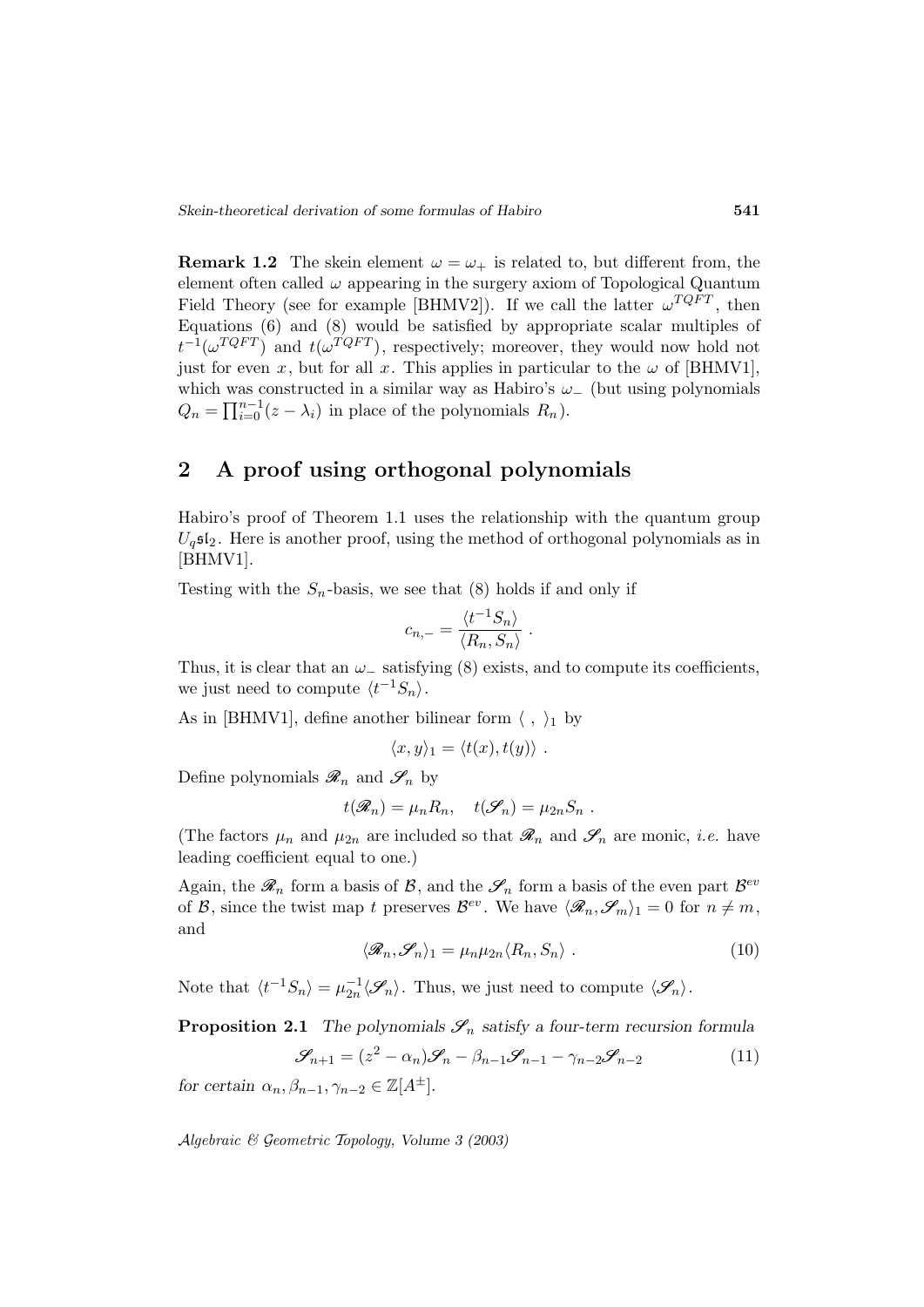**Remark 1.2** The skein element $\omega = \omega_+$ is related to, but different from, the element often called $\omega$ appearing in the surgery axiom of Topological Quantum Field Theory (see for example [BHMV2]). If we call the latter $\omega^{TQFT}$, then Equations (6) and (8) would be satisfied by appropriate scalar multiples of $t^{-1}(\omega^{TQFT})$ and $t(\omega^{TQFT})$, respectively; moreover, they would now hold not just for even $x$, but for all $x$. This applies in particular to the $\omega$ of [BHMV1], which was constructed in a similar way as Habiro's $\omega_-$ (but using polynomials $Q_n = \prod_{i=0}^{n-1}(z - \lambda_i)$ in place of the polynomials $R_n$).

## 2 A proof using orthogonal polynomials

Habiro's proof of Theorem 1.1 uses the relationship with the quantum group $U_q\mathfrak{sl}_2$. Here is another proof, using the method of orthogonal polynomials as in [BHMV1].

Testing with the $S_n$-basis, we see that (8) holds if and only if

$$c_{n,-} = \frac{\langle t^{-1} S_n \rangle}{\langle R_n, S_n \rangle} .$$

Thus, it is clear that an $\omega_-$ satisfying (8) exists, and to compute its coefficients, we just need to compute $\langle t^{-1} S_n \rangle$.

As in [BHMV1], define another bilinear form $\langle \ , \ \rangle_1$ by

$$\langle x, y \rangle_1 = \langle t(x), t(y) \rangle .$$

Define polynomials $\mathscr{R}_n$ and $\mathscr{S}_n$ by

$$t(\mathscr{R}_n) = \mu_n R_n, \quad t(\mathscr{S}_n) = \mu_{2n} S_n .$$

(The factors $\mu_n$ and $\mu_{2n}$ are included so that $\mathscr{R}_n$ and $\mathscr{S}_n$ are monic, *i.e.* have leading coefficient equal to one.)

Again, the $\mathscr{R}_n$ form a basis of $\mathcal{B}$, and the $\mathscr{S}_n$ form a basis of the even part $\mathcal{B}^{ev}$ of $\mathcal{B}$, since the twist map $t$ preserves $\mathcal{B}^{ev}$. We have $\langle \mathscr{R}_n, \mathscr{S}_m \rangle_1 = 0$ for $n \neq m$, and

$$\langle \mathscr{R}_n, \mathscr{S}_n \rangle_1 = \mu_n \mu_{2n} \langle R_n, S_n \rangle . \tag{10}$$

Note that $\langle t^{-1} S_n \rangle = \mu_{2n}^{-1} \langle \mathscr{S}_n \rangle$. Thus, we just need to compute $\langle \mathscr{S}_n \rangle$.

**Proposition 2.1** *The polynomials $\mathscr{S}_n$ satisfy a four-term recursion formula*

$$\mathscr{S}_{n+1} = (z^2 - \alpha_n)\mathscr{S}_n - \beta_{n-1}\mathscr{S}_{n-1} - \gamma_{n-2}\mathscr{S}_{n-2} \tag{11}$$

*for certain $\alpha_n, \beta_{n-1}, \gamma_{n-2} \in \mathbb{Z}[A^{\pm}]$.*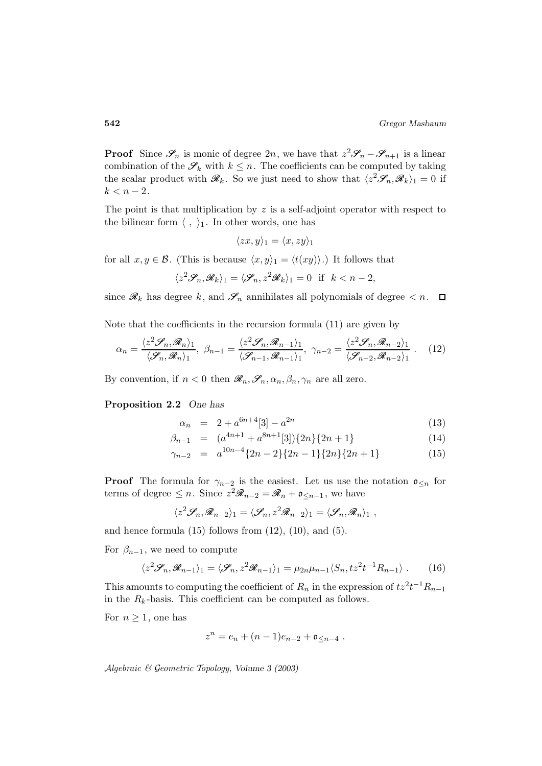**Proof** Since $\mathscr{S}_n$ is monic of degree $2n$, we have that $z^2\mathscr{S}_n - \mathscr{S}_{n+1}$ is a linear combination of the $\mathscr{S}_k$ with $k \le n$. The coefficients can be computed by taking the scalar product with $\mathscr{R}_k$. So we just need to show that $\langle z^2\mathscr{S}_n, \mathscr{R}_k\rangle_1 = 0$ if $k < n-2$.

The point is that multiplication by $z$ is a self-adjoint operator with respect to the bilinear form $\langle\ ,\ \rangle_1$. In other words, one has

$$\langle zx, y\rangle_1 = \langle x, zy\rangle_1$$

for all $x, y \in \mathcal{B}$. (This is because $\langle x, y\rangle_1 = \langle t(xy)\rangle$.) It follows that

$$\langle z^2\mathscr{S}_n, \mathscr{R}_k\rangle_1 = \langle \mathscr{S}_n, z^2\mathscr{R}_k\rangle_1 = 0 \ \text{ if } \ k < n-2,$$

since $\mathscr{R}_k$ has degree $k$, and $\mathscr{S}_n$ annihilates all polynomials of degree $< n$. $\square$

Note that the coefficients in the recursion formula (11) are given by

$$\alpha_n = \frac{\langle z^2\mathscr{S}_n, \mathscr{R}_n\rangle_1}{\langle \mathscr{S}_n, \mathscr{R}_n\rangle_1},\ \beta_{n-1} = \frac{\langle z^2\mathscr{S}_n, \mathscr{R}_{n-1}\rangle_1}{\langle \mathscr{S}_{n-1}, \mathscr{R}_{n-1}\rangle_1},\ \gamma_{n-2} = \frac{\langle z^2\mathscr{S}_n, \mathscr{R}_{n-2}\rangle_1}{\langle \mathscr{S}_{n-2}, \mathscr{R}_{n-2}\rangle_1}\ . \quad (12)$$

By convention, if $n < 0$ then $\mathscr{R}_n, \mathscr{S}_n, \alpha_n, \beta_n, \gamma_n$ are all zero.

**Proposition 2.2** *One has*

$$\alpha_n = 2 + a^{6n+4}[3] - a^{2n} \quad (13)$$

$$\beta_{n-1} = (a^{4n+1} + a^{8n+1}[3])\{2n\}\{2n+1\} \quad (14)$$

$$\gamma_{n-2} = a^{10n-4}\{2n-2\}\{2n-1\}\{2n\}\{2n+1\} \quad (15)$$

**Proof** The formula for $\gamma_{n-2}$ is the easiest. Let us use the notation $\mathfrak{o}_{\le n}$ for terms of degree $\le n$. Since $z^2\mathscr{R}_{n-2} = \mathscr{R}_n + \mathfrak{o}_{\le n-1}$, we have

$$\langle z^2\mathscr{S}_n, \mathscr{R}_{n-2}\rangle_1 = \langle \mathscr{S}_n, z^2\mathscr{R}_{n-2}\rangle_1 = \langle \mathscr{S}_n, \mathscr{R}_n\rangle_1\ ,$$

and hence formula (15) follows from (12), (10), and (5).

For $\beta_{n-1}$, we need to compute

$$\langle z^2\mathscr{S}_n, \mathscr{R}_{n-1}\rangle_1 = \langle \mathscr{S}_n, z^2\mathscr{R}_{n-1}\rangle_1 = \mu_{2n}\mu_{n-1}\langle S_n, tz^2t^{-1}R_{n-1}\rangle\ . \quad (16)$$

This amounts to computing the coefficient of $R_n$ in the expression of $tz^2t^{-1}R_{n-1}$ in the $R_k$-basis. This coefficient can be computed as follows.

For $n \ge 1$, one has

$$z^n = e_n + (n-1)e_{n-2} + \mathfrak{o}_{\le n-4}\ .$$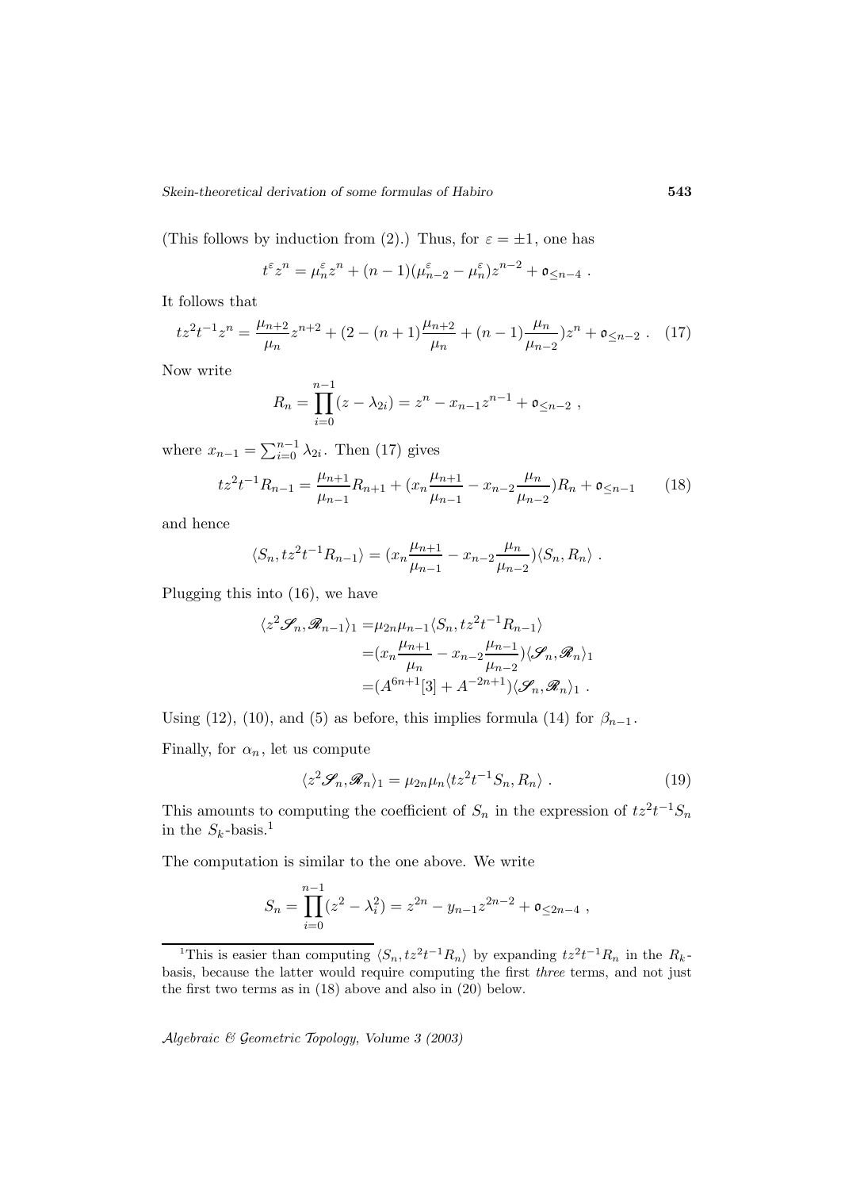(This follows by induction from (2).) Thus, for $\varepsilon = \pm 1$, one has

$$t^\varepsilon z^n = \mu_n^\varepsilon z^n + (n-1)(\mu_{n-2}^\varepsilon - \mu_n^\varepsilon) z^{n-2} + \mathfrak{o}_{\le n-4} \ .$$

It follows that

$$tz^2t^{-1}z^n = \frac{\mu_{n+2}}{\mu_n} z^{n+2} + (2 - (n+1)\frac{\mu_{n+2}}{\mu_n} + (n-1)\frac{\mu_n}{\mu_{n-2}}) z^n + \mathfrak{o}_{\le n-2} \ . \quad (17)$$

Now write

$$R_n = \prod_{i=0}^{n-1} (z - \lambda_{2i}) = z^n - x_{n-1} z^{n-1} + \mathfrak{o}_{\le n-2} \ ,$$

where $x_{n-1} = \sum_{i=0}^{n-1} \lambda_{2i}$. Then (17) gives

$$tz^2t^{-1}R_{n-1} = \frac{\mu_{n+1}}{\mu_{n-1}} R_{n+1} + (x_n \frac{\mu_{n+1}}{\mu_{n-1}} - x_{n-2}\frac{\mu_n}{\mu_{n-2}}) R_n + \mathfrak{o}_{\le n-1} \quad (18)$$

and hence

$$\langle S_n, tz^2t^{-1}R_{n-1} \rangle = (x_n \frac{\mu_{n+1}}{\mu_{n-1}} - x_{n-2}\frac{\mu_n}{\mu_{n-2}}) \langle S_n, R_n \rangle \ .$$

Plugging this into (16), we have

$$\begin{aligned}
\langle z^2 \mathscr{S}_n, \mathscr{R}_{n-1} \rangle_1 =& \mu_{2n}\mu_{n-1} \langle S_n, tz^2t^{-1}R_{n-1} \rangle \\
=& (x_n \frac{\mu_{n+1}}{\mu_n} - x_{n-2}\frac{\mu_{n-1}}{\mu_{n-2}}) \langle \mathscr{S}_n, \mathscr{R}_n \rangle_1 \\
=& (A^{6n+1}[3] + A^{-2n+1}) \langle \mathscr{S}_n, \mathscr{R}_n \rangle_1 \ .
\end{aligned}$$

Using (12), (10), and (5) as before, this implies formula (14) for $\beta_{n-1}$.

Finally, for $\alpha_n$, let us compute

$$\langle z^2 \mathscr{S}_n, \mathscr{R}_n \rangle_1 = \mu_{2n}\mu_n \langle tz^2t^{-1}S_n, R_n \rangle \ . \quad (19)$$

This amounts to computing the coefficient of $S_n$ in the expression of $tz^2t^{-1}S_n$ in the $S_k$-basis.[1]

The computation is similar to the one above. We write

$$S_n = \prod_{i=0}^{n-1} (z^2 - \lambda_i^2) = z^{2n} - y_{n-1} z^{2n-2} + \mathfrak{o}_{\le 2n-4} \ ,$$

[1] This is easier than computing $\langle S_n, tz^2t^{-1}R_n \rangle$ by expanding $tz^2t^{-1}R_n$ in the $R_k$-basis, because the latter would require computing the first *three* terms, and not just the first two terms as in (18) above and also in (20) below.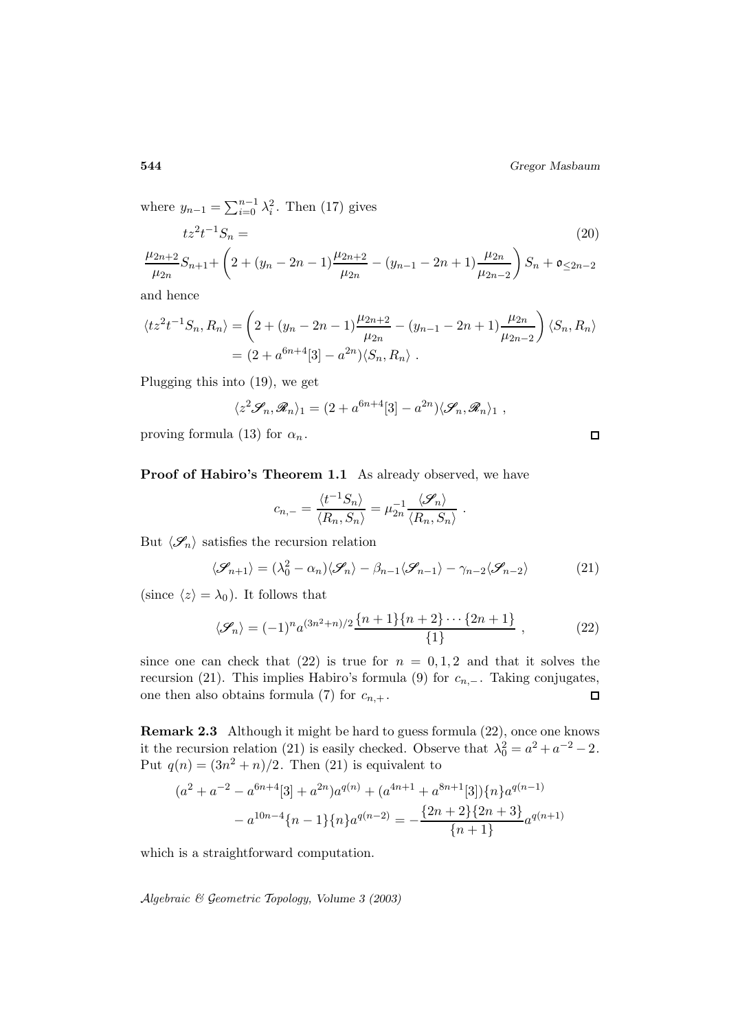where $y_{n-1} = \sum_{i=0}^{n-1} \lambda_i^2$. Then (17) gives

$$tz^2t^{-1}S_n = \tag{20}$$

$$\frac{\mu_{2n+2}}{\mu_{2n}}S_{n+1} + \left(2 + (y_n - 2n - 1)\frac{\mu_{2n+2}}{\mu_{2n}} - (y_{n-1} - 2n + 1)\frac{\mu_{2n}}{\mu_{2n-2}}\right)S_n + \mathfrak{o}_{\leq 2n-2}$$

and hence

$$\begin{aligned}\langle tz^2t^{-1}S_n, R_n\rangle &= \left(2 + (y_n - 2n - 1)\frac{\mu_{2n+2}}{\mu_{2n}} - (y_{n-1} - 2n + 1)\frac{\mu_{2n}}{\mu_{2n-2}}\right)\langle S_n, R_n\rangle \\ &= (2 + a^{6n+4}[3] - a^{2n})\langle S_n, R_n\rangle \ .\end{aligned}$$

Plugging this into (19), we get

$$\langle z^2\mathscr{S}_n, \mathscr{R}_n\rangle_1 = (2 + a^{6n+4}[3] - a^{2n})\langle \mathscr{S}_n, \mathscr{R}_n\rangle_1 \ ,$$

proving formula (13) for $\alpha_n$. □

**Proof of Habiro's Theorem 1.1** As already observed, we have

$$c_{n,-} = \frac{\langle t^{-1}S_n\rangle}{\langle R_n, S_n\rangle} = \mu_{2n}^{-1}\frac{\langle \mathscr{S}_n\rangle}{\langle R_n, S_n\rangle} \ .$$

But $\langle \mathscr{S}_n\rangle$ satisfies the recursion relation

$$\langle \mathscr{S}_{n+1}\rangle = (\lambda_0^2 - \alpha_n)\langle \mathscr{S}_n\rangle - \beta_{n-1}\langle \mathscr{S}_{n-1}\rangle - \gamma_{n-2}\langle \mathscr{S}_{n-2}\rangle \tag{21}$$

(since $\langle z\rangle = \lambda_0$). It follows that

$$\langle \mathscr{S}_n\rangle = (-1)^n a^{(3n^2+n)/2}\frac{\{n+1\}\{n+2\}\cdots\{2n+1\}}{\{1\}} \ , \tag{22}$$

since one can check that (22) is true for $n = 0, 1, 2$ and that it solves the recursion (21). This implies Habiro's formula (9) for $c_{n,-}$. Taking conjugates, one then also obtains formula (7) for $c_{n,+}$. □

**Remark 2.3** Although it might be hard to guess formula (22), once one knows it the recursion relation (21) is easily checked. Observe that $\lambda_0^2 = a^2 + a^{-2} - 2$. Put $q(n) = (3n^2 + n)/2$. Then (21) is equivalent to

$$\begin{aligned}(a^2 + a^{-2} - a^{6n+4}[3] + a^{2n})a^{q(n)} + (a^{4n+1} + a^{8n+1}[3])\{n\}a^{q(n-1)} \\ - a^{10n-4}\{n-1\}\{n\}a^{q(n-2)} = -\frac{\{2n+2\}\{2n+3\}}{\{n+1\}}a^{q(n+1)}\end{aligned}$$

which is a straightforward computation.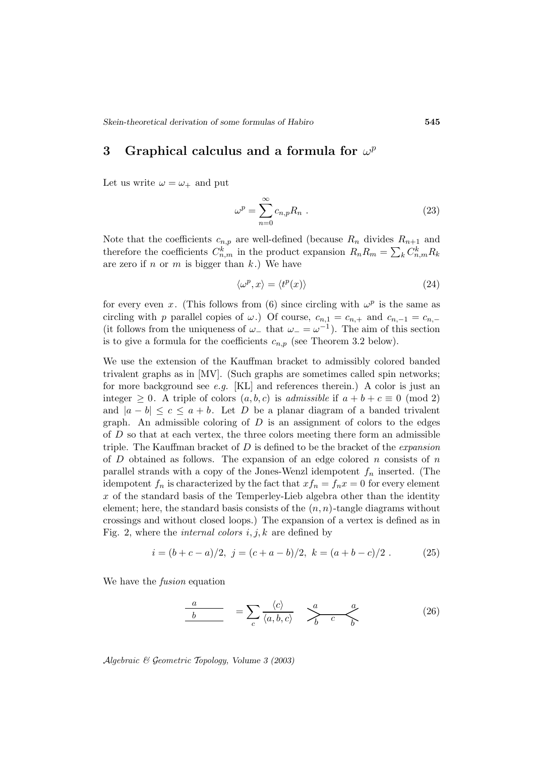## 3 Graphical calculus and a formula for $\omega^p$

Let us write $\omega = \omega_+$ and put

$$\omega^p = \sum_{n=0}^{\infty} c_{n,p} R_n \ . \tag{23}$$

Note that the coefficients $c_{n,p}$ are well-defined (because $R_n$ divides $R_{n+1}$ and therefore the coefficients $C^k_{n,m}$ in the product expansion $R_n R_m = \sum_k C^k_{n,m} R_k$ are zero if $n$ or $m$ is bigger than $k$.) We have

$$\langle \omega^p, x \rangle = \langle t^p(x) \rangle \tag{24}$$

for every even $x$. (This follows from (6) since circling with $\omega^p$ is the same as circling with $p$ parallel copies of $\omega$.) Of course, $c_{n,1} = c_{n,+}$ and $c_{n,-1} = c_{n,-}$ (it follows from the uniqueness of $\omega_-$ that $\omega_- = \omega^{-1}$). The aim of this section is to give a formula for the coefficients $c_{n,p}$ (see Theorem 3.2 below).

We use the extension of the Kauffman bracket to admissibly colored banded trivalent graphs as in [MV]. (Such graphs are sometimes called spin networks; for more background see *e.g.* [KL] and references therein.) A color is just an integer $\geq 0$. A triple of colors $(a, b, c)$ is *admissible* if $a + b + c \equiv 0 \pmod 2$ and $|a - b| \leq c \leq a + b$. Let $D$ be a planar diagram of a banded trivalent graph. An admissible coloring of $D$ is an assignment of colors to the edges of $D$ so that at each vertex, the three colors meeting there form an admissible triple. The Kauffman bracket of $D$ is defined to be the bracket of the *expansion* of $D$ obtained as follows. The expansion of an edge colored $n$ consists of $n$ parallel strands with a copy of the Jones-Wenzl idempotent $f_n$ inserted. (The idempotent $f_n$ is characterized by the fact that $x f_n = f_n x = 0$ for every element $x$ of the standard basis of the Temperley-Lieb algebra other than the identity element; here, the standard basis consists of the $(n, n)$-tangle diagrams without crossings and without closed loops.) The expansion of a vertex is defined as in Fig. 2, where the *internal colors* $i, j, k$ are defined by

$$i = (b + c - a)/2, \ j = (c + a - b)/2, \ k = (a + b - c)/2 \ . \tag{25}$$

We have the *fusion* equation

$$\begin{array}{c} \underline{\ \ a\ \ } \\ \underline{\ \ b\ \ } \end{array} = \sum_c \frac{\langle c \rangle}{\langle a, b, c \rangle} \ \ {}_{b}^{a}\!\!>\!\!\overset{c}{\text{—}}\!\!<\!{}_{b}^{a} \tag{26}$$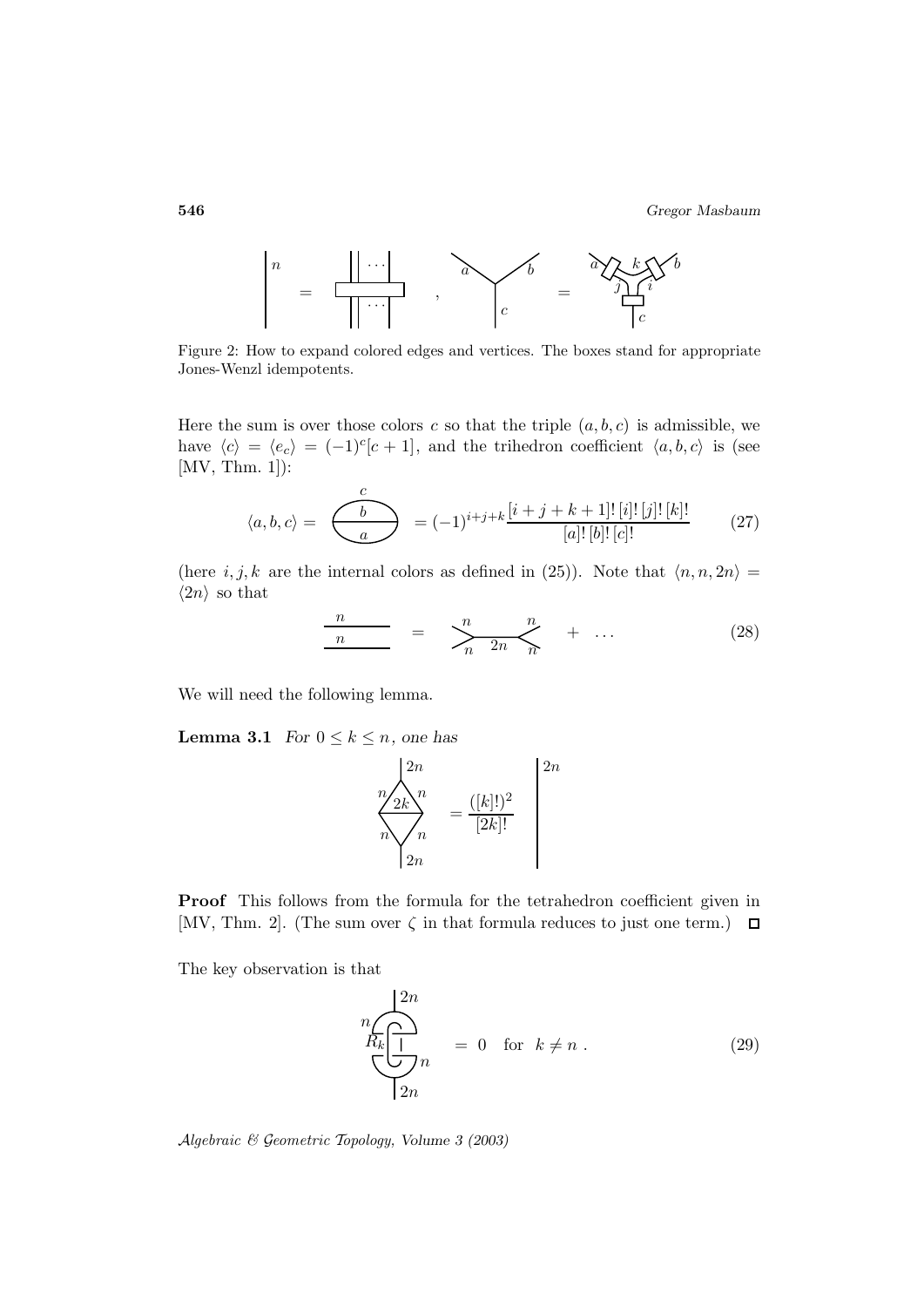Figure 2: How to expand colored edges and vertices. The boxes stand for appropriate Jones-Wenzl idempotents.

Here the sum is over those colors $c$ so that the triple $(a, b, c)$ is admissible, we have $\langle c \rangle = \langle e_c \rangle = (-1)^c [c+1]$, and the trihedron coefficient $\langle a, b, c \rangle$ is (see [MV, Thm. 1]):

$$\langle a, b, c \rangle = (-1)^{i+j+k} \frac{[i+j+k+1]!\,[i]!\,[j]!\,[k]!}{[a]!\,[b]!\,[c]!} \tag{27}$$

(here $i, j, k$ are the internal colors as defined in (25)). Note that $\langle n, n, 2n \rangle = \langle 2n \rangle$ so that

$$(28)$$

We will need the following lemma.

**Lemma 3.1** *For $0 \leq k \leq n$, one has*

$$= \frac{([k]!)^2}{[2k]!}$$

**Proof** This follows from the formula for the tetrahedron coefficient given in [MV, Thm. 2]. (The sum over $\zeta$ in that formula reduces to just one term.) $\square$

The key observation is that

$$= 0 \quad \text{for} \quad k \neq n\,. \tag{29}$$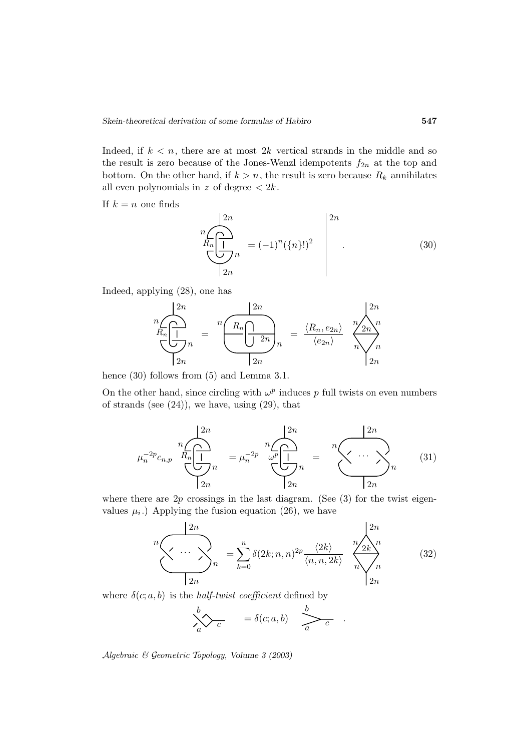Indeed, if $k < n$, there are at most $2k$ vertical strands in the middle and so the result is zero because of the Jones-Wenzl idempotents $f_{2n}$ at the top and bottom. On the other hand, if $k > n$, the result is zero because $R_k$ annihilates all even polynomials in $z$ of degree $< 2k$.

If $k = n$ one finds

$$= (-1)^n (\{n\}!)^2 \qquad . \tag{30}$$

Indeed, applying (28), one has

$$= \qquad = \frac{\langle R_n, e_{2n} \rangle}{\langle e_{2n} \rangle}$$

hence (30) follows from (5) and Lemma 3.1.

On the other hand, since circling with $\omega^p$ induces $p$ full twists on even numbers of strands (see (24)), we have, using (29), that

$$\mu_n^{-2p} c_{n,p} \qquad = \mu_n^{-2p} \qquad = \tag{31}$$

where there are $2p$ crossings in the last diagram. (See (3) for the twist eigenvalues $\mu_i$.) Applying the fusion equation (26), we have

$$= \sum_{k=0}^{n} \delta(2k; n, n)^{2p} \frac{\langle 2k \rangle}{\langle n, n, 2k \rangle} \tag{32}$$

where $\delta(c; a, b)$ is the *half-twist coefficient* defined by

$$= \delta(c; a, b) \qquad .$$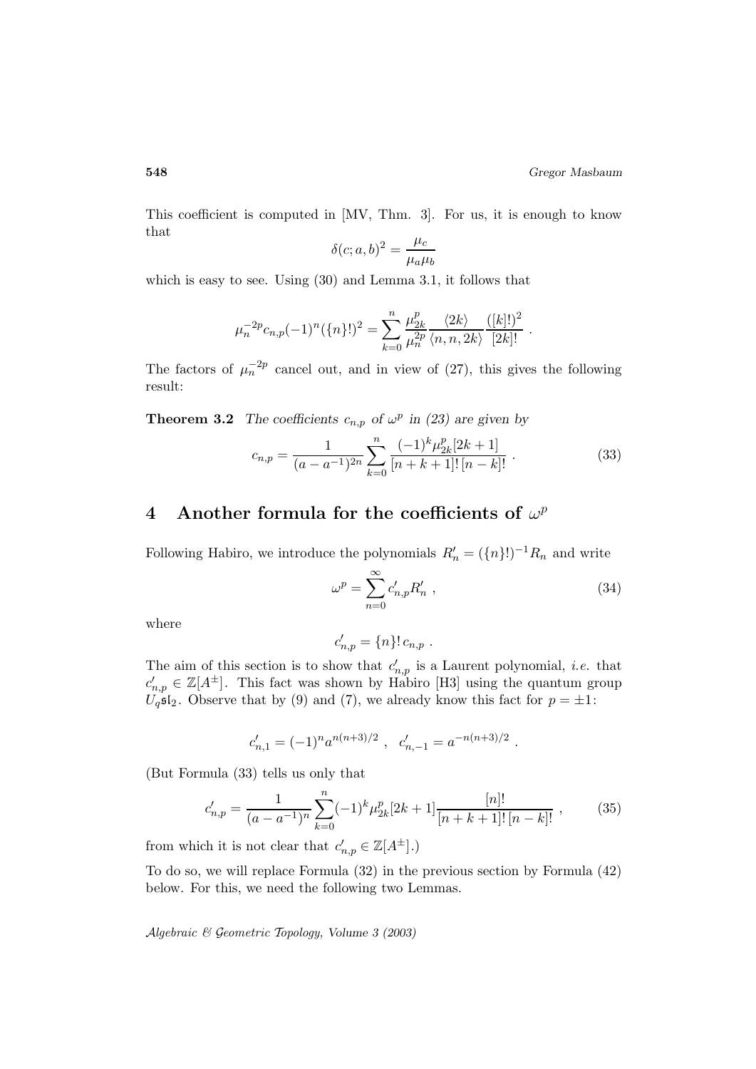This coefficient is computed in [MV, Thm. 3]. For us, it is enough to know that

$$\delta(c; a, b)^2 = \frac{\mu_c}{\mu_a \mu_b}$$

which is easy to see. Using (30) and Lemma 3.1, it follows that

$$\mu_n^{-2p} c_{n,p} (-1)^n (\{n\}!)^2 = \sum_{k=0}^{n} \frac{\mu_{2k}^p}{\mu_n^{2p}} \frac{\langle 2k \rangle}{\langle n, n, 2k \rangle} \frac{([k]!)^2}{[2k]!} \ .$$

The factors of $\mu_n^{-2p}$ cancel out, and in view of (27), this gives the following result:

**Theorem 3.2** *The coefficients $c_{n,p}$ of $\omega^p$ in (23) are given by*

$$c_{n,p} = \frac{1}{(a - a^{-1})^{2n}} \sum_{k=0}^{n} \frac{(-1)^k \mu_{2k}^p [2k+1]}{[n+k+1]! \, [n-k]!} \ . \tag{33}$$

## 4 Another formula for the coefficients of $\omega^p$

Following Habiro, we introduce the polynomials $R'_n = (\{n\}!)^{-1} R_n$ and write

$$\omega^p = \sum_{n=0}^{\infty} c'_{n,p} R'_n \ , \tag{34}$$

where

$$c'_{n,p} = \{n\}! \, c_{n,p} \ .$$

The aim of this section is to show that $c'_{n,p}$ is a Laurent polynomial, *i.e.* that $c'_{n,p} \in \mathbb{Z}[A^{\pm}]$. This fact was shown by Habiro [H3] using the quantum group $U_q\mathfrak{sl}_2$. Observe that by (9) and (7), we already know this fact for $p = \pm 1$:

$$c'_{n,1} = (-1)^n a^{n(n+3)/2} \ , \ \ c'_{n,-1} = a^{-n(n+3)/2} \ .$$

(But Formula (33) tells us only that

$$c'_{n,p} = \frac{1}{(a - a^{-1})^n} \sum_{k=0}^{n} (-1)^k \mu_{2k}^p [2k+1] \frac{[n]!}{[n+k+1]! \, [n-k]!} \ , \tag{35}$$

from which it is not clear that $c'_{n,p} \in \mathbb{Z}[A^{\pm}]$.)

To do so, we will replace Formula (32) in the previous section by Formula (42) below. For this, we need the following two Lemmas.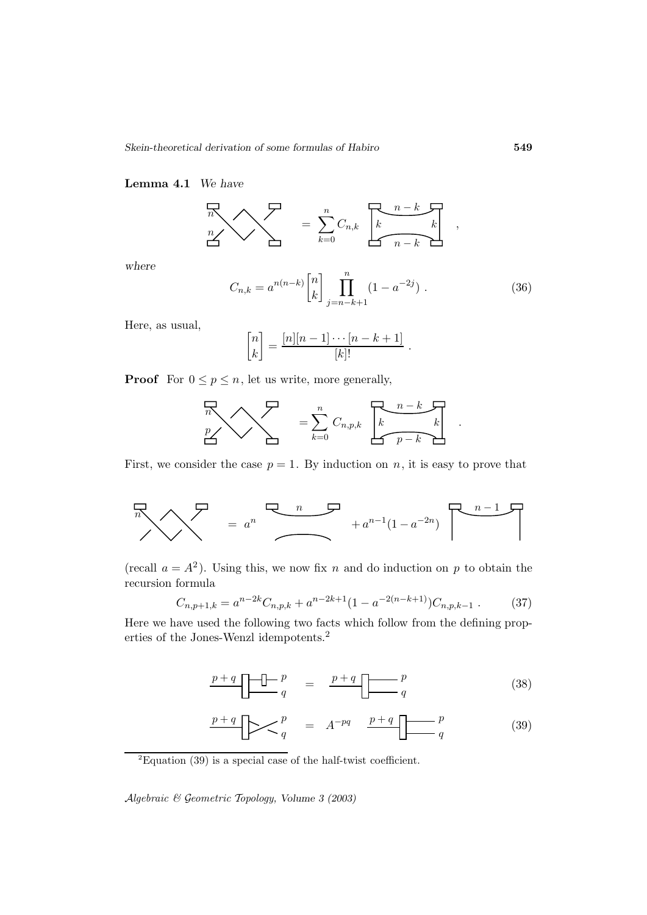**Lemma 4.1** *We have*

$$\text{[diagram]} = \sum_{k=0}^{n} C_{n,k} \; \text{[diagram]} \;,$$

*where*

$$C_{n,k} = a^{n(n-k)} \begin{bmatrix} n \\ k \end{bmatrix} \prod_{j=n-k+1}^{n} (1 - a^{-2j}) \;. \tag{36}$$

Here, as usual,

$$\begin{bmatrix} n \\ k \end{bmatrix} = \frac{[n][n-1]\cdots[n-k+1]}{[k]!} \;.$$

**Proof** For $0 \le p \le n$, let us write, more generally,

$$\text{[diagram]} = \sum_{k=0}^{n} C_{n,p,k} \; \text{[diagram]} \;.$$

First, we consider the case $p = 1$. By induction on $n$, it is easy to prove that

$$\text{[diagram]} = a^n \; \text{[diagram]} + a^{n-1}(1 - a^{-2n}) \; \text{[diagram]}$$

(recall $a = A^2$). Using this, we now fix $n$ and do induction on $p$ to obtain the recursion formula

$$C_{n,p+1,k} = a^{n-2k} C_{n,p,k} + a^{n-2k+1}(1 - a^{-2(n-k+1)}) C_{n,p,k-1} \;. \tag{37}$$

Here we have used the following two facts which follow from the defining properties of the Jones-Wenzl idempotents.[2]

$$\text{[diagram]} = \text{[diagram]} \tag{38}$$

$$\text{[diagram]} = A^{-pq} \; \text{[diagram]} \tag{39}$$

[2]Equation (39) is a special case of the half-twist coefficient.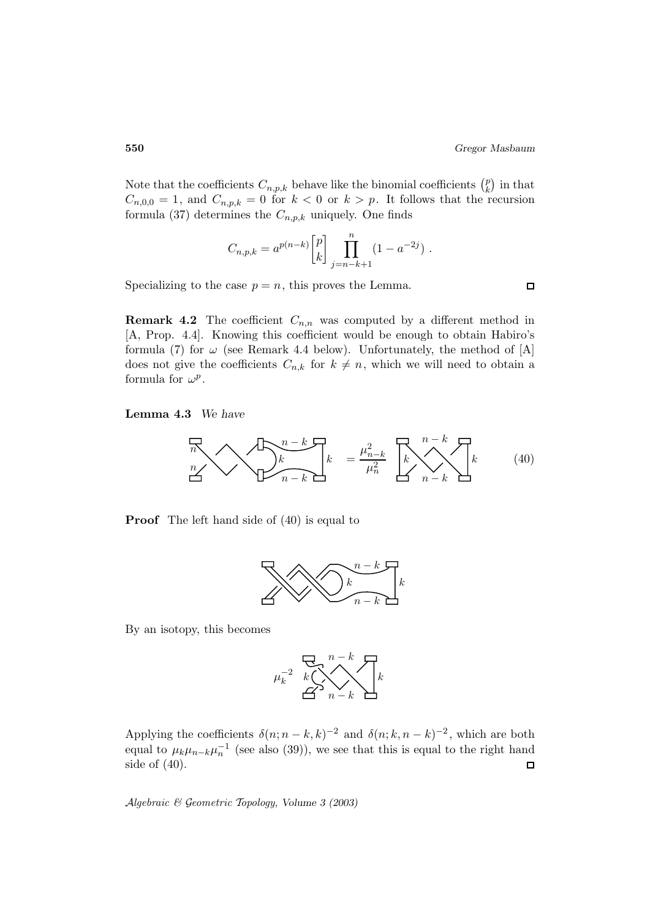Note that the coefficients $C_{n,p,k}$ behave like the binomial coefficients $\binom{p}{k}$ in that $C_{n,0,0} = 1$, and $C_{n,p,k} = 0$ for $k < 0$ or $k > p$. It follows that the recursion formula (37) determines the $C_{n,p,k}$ uniquely. One finds

$$C_{n,p,k} = a^{p(n-k)} \begin{bmatrix} p \\ k \end{bmatrix} \prod_{j=n-k+1}^{n} (1 - a^{-2j}) \ .$$

Specializing to the case $p = n$, this proves the Lemma. □

**Remark 4.2** The coefficient $C_{n,n}$ was computed by a different method in [A, Prop. 4.4]. Knowing this coefficient would be enough to obtain Habiro's formula (7) for $\omega$ (see Remark 4.4 below). Unfortunately, the method of [A] does not give the coefficients $C_{n,k}$ for $k \neq n$, which we will need to obtain a formula for $\omega^p$.

**Lemma 4.3** *We have*

$$[\text{diagram with labels } n, n, n-k, k, k, n-k] = \frac{\mu_{n-k}^2}{\mu_n^2} \ [\text{diagram with labels } k, n-k, k, n-k] \qquad (40)$$

**Proof** The left hand side of (40) is equal to

[diagram with labels $n-k$, $k$, $k$, $n-k$]

By an isotopy, this becomes

$\mu_k^{-2}$ [diagram with labels $n-k$, $k$, $k$, $n-k$]

Applying the coefficients $\delta(n; n-k, k)^{-2}$ and $\delta(n; k, n-k)^{-2}$, which are both equal to $\mu_k \mu_{n-k} \mu_n^{-1}$ (see also (39)), we see that this is equal to the right hand side of (40). □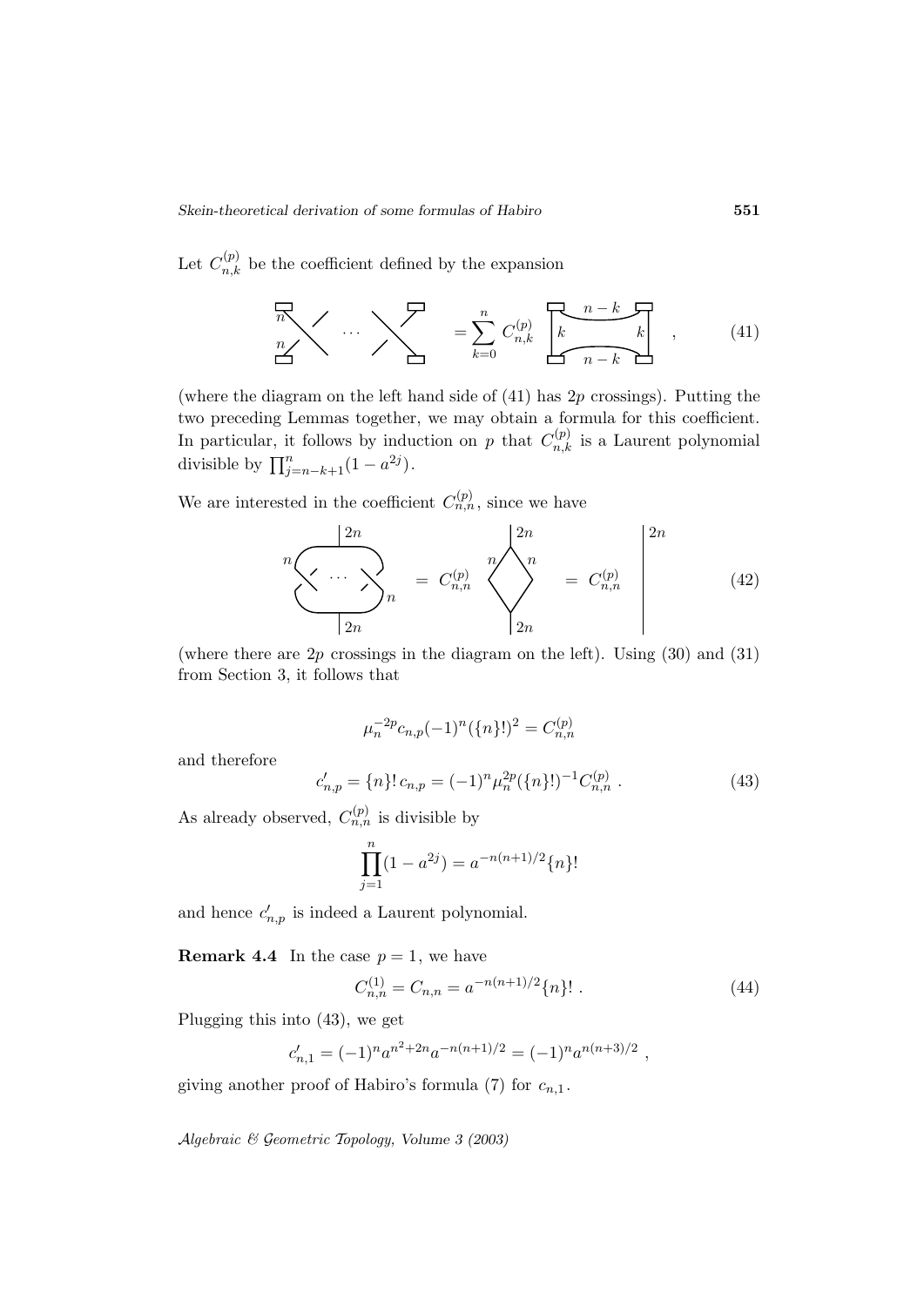Let $C_{n,k}^{(p)}$ be the coefficient defined by the expansion

$$\text{[diagram with } 2p \text{ crossings]} \quad = \sum_{k=0}^{n} C_{n,k}^{(p)} \; \text{[diagram]} \quad , \tag{41}$$

(where the diagram on the left hand side of (41) has $2p$ crossings). Putting the two preceding Lemmas together, we may obtain a formula for this coefficient. In particular, it follows by induction on $p$ that $C_{n,k}^{(p)}$ is a Laurent polynomial divisible by $\prod_{j=n-k+1}^{n}(1-a^{2j})$.

We are interested in the coefficient $C_{n,n}^{(p)}$, since we have

$$\text{[diagram]} \quad = \; C_{n,n}^{(p)} \; \text{[diagram]} \quad = \; C_{n,n}^{(p)} \; \text{[diagram]} \tag{42}$$

(where there are $2p$ crossings in the diagram on the left). Using (30) and (31) from Section 3, it follows that

$$\mu_n^{-2p} c_{n,p} (-1)^n (\{n\}!)^2 = C_{n,n}^{(p)}$$

and therefore

$$c'_{n,p} = \{n\}!\, c_{n,p} = (-1)^n \mu_n^{2p} (\{n\}!)^{-1} C_{n,n}^{(p)} \,. \tag{43}$$

As already observed, $C_{n,n}^{(p)}$ is divisible by

$$\prod_{j=1}^{n}(1-a^{2j}) = a^{-n(n+1)/2}\{n\}!$$

and hence $c'_{n,p}$ is indeed a Laurent polynomial.

**Remark 4.4** In the case $p = 1$, we have

$$C_{n,n}^{(1)} = C_{n,n} = a^{-n(n+1)/2}\{n\}! \,. \tag{44}$$

Plugging this into (43), we get

$$c'_{n,1} = (-1)^n a^{n^2+2n} a^{-n(n+1)/2} = (-1)^n a^{n(n+3)/2} \,,$$

giving another proof of Habiro's formula (7) for $c_{n,1}$.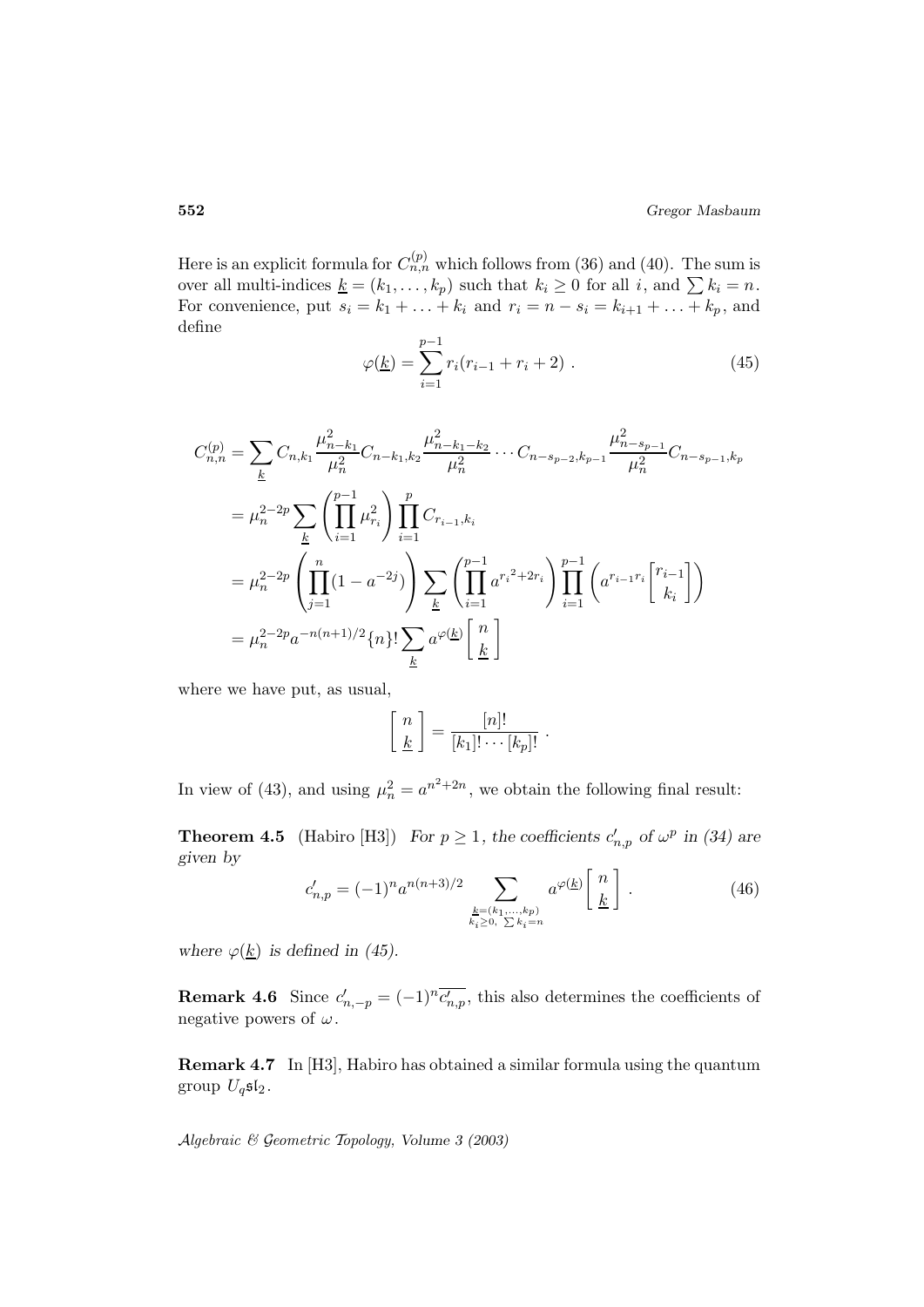Here is an explicit formula for $C^{(p)}_{n,n}$ which follows from (36) and (40). The sum is over all multi-indices $\underline{k} = (k_1, \ldots, k_p)$ such that $k_i \geq 0$ for all $i$, and $\sum k_i = n$. For convenience, put $s_i = k_1 + \ldots + k_i$ and $r_i = n - s_i = k_{i+1} + \ldots + k_p$, and define

$$\varphi(\underline{k}) = \sum_{i=1}^{p-1} r_i(r_{i-1} + r_i + 2) \ . \tag{45}$$

$$\begin{aligned}
C^{(p)}_{n,n} &= \sum_{\underline{k}} C_{n,k_1} \frac{\mu^2_{n-k_1}}{\mu^2_n} C_{n-k_1,k_2} \frac{\mu^2_{n-k_1-k_2}}{\mu^2_n} \cdots C_{n-s_{p-2},k_{p-1}} \frac{\mu^2_{n-s_{p-1}}}{\mu^2_n} C_{n-s_{p-1},k_p} \\
&= \mu_n^{2-2p} \sum_{\underline{k}} \left( \prod_{i=1}^{p-1} \mu^2_{r_i} \right) \prod_{i=1}^{p} C_{r_{i-1},k_i} \\
&= \mu_n^{2-2p} \left( \prod_{j=1}^{n} (1 - a^{-2j}) \right) \sum_{\underline{k}} \left( \prod_{i=1}^{p-1} a^{{r_i}^2 + 2r_i} \right) \prod_{i=1}^{p-1} \left( a^{r_{i-1} r_i} \begin{bmatrix} r_{i-1} \\ k_i \end{bmatrix} \right) \\
&= \mu_n^{2-2p} a^{-n(n+1)/2} \{n\}! \sum_{\underline{k}} a^{\varphi(\underline{k})} \left[ \begin{array}{c} n \\ \underline{k} \end{array} \right]
\end{aligned}$$

where we have put, as usual,

$$\left[ \begin{array}{c} n \\ \underline{k} \end{array} \right] = \frac{[n]!}{[k_1]! \cdots [k_p]!} \ .$$

In view of (43), and using $\mu^2_n = a^{n^2+2n}$, we obtain the following final result:

**Theorem 4.5** (Habiro [H3]) *For $p \geq 1$, the coefficients $c'_{n,p}$ of $\omega^p$ in (34) are given by*

$$c'_{n,p} = (-1)^n a^{n(n+3)/2} \sum_{\substack{\underline{k}=(k_1,\ldots,k_p) \\ k_i \geq 0, \ \sum k_i = n}} a^{\varphi(\underline{k})} \left[ \begin{array}{c} n \\ \underline{k} \end{array} \right] . \tag{46}$$

*where $\varphi(\underline{k})$ is defined in (45).*

**Remark 4.6** Since $c'_{n,-p} = (-1)^n \overline{c'_{n,p}}$, this also determines the coefficients of negative powers of $\omega$.

**Remark 4.7** In [H3], Habiro has obtained a similar formula using the quantum group $U_q\mathfrak{sl}_2$.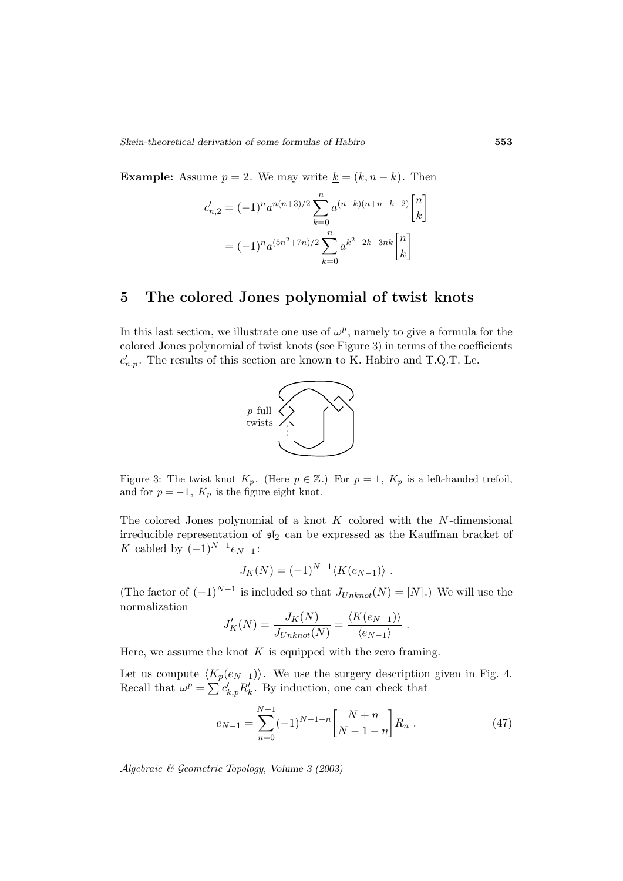**Example:** Assume $p = 2$. We may write $\underline{k} = (k, n-k)$. Then

$$c'_{n,2} = (-1)^n a^{n(n+3)/2} \sum_{k=0}^{n} a^{(n-k)(n+n-k+2)} \begin{bmatrix} n \\ k \end{bmatrix}$$
$$= (-1)^n a^{(5n^2+7n)/2} \sum_{k=0}^{n} a^{k^2-2k-3nk} \begin{bmatrix} n \\ k \end{bmatrix}$$

## 5 The colored Jones polynomial of twist knots

In this last section, we illustrate one use of $\omega^p$, namely to give a formula for the colored Jones polynomial of twist knots (see Figure 3) in terms of the coefficients $c'_{n,p}$. The results of this section are known to K. Habiro and T.Q.T. Le.

$p$ full twists

Figure 3: The twist knot $K_p$. (Here $p \in \mathbb{Z}$.) For $p = 1$, $K_p$ is a left-handed trefoil, and for $p = -1$, $K_p$ is the figure eight knot.

The colored Jones polynomial of a knot $K$ colored with the $N$-dimensional irreducible representation of $\mathfrak{sl}_2$ can be expressed as the Kauffman bracket of $K$ cabled by $(-1)^{N-1} e_{N-1}$:

$$J_K(N) = (-1)^{N-1} \langle K(e_{N-1}) \rangle \ .$$

(The factor of $(-1)^{N-1}$ is included so that $J_{Unknot}(N) = [N]$.) We will use the normalization

$$J'_K(N) = \frac{J_K(N)}{J_{Unknot}(N)} = \frac{\langle K(e_{N-1}) \rangle}{\langle e_{N-1} \rangle} \ .$$

Here, we assume the knot $K$ is equipped with the zero framing.

Let us compute $\langle K_p(e_{N-1}) \rangle$. We use the surgery description given in Fig. 4. Recall that $\omega^p = \sum c'_{k,p} R'_k$. By induction, one can check that

$$e_{N-1} = \sum_{n=0}^{N-1} (-1)^{N-1-n} \begin{bmatrix} N+n \\ N-1-n \end{bmatrix} R_n \ . \tag{47}$$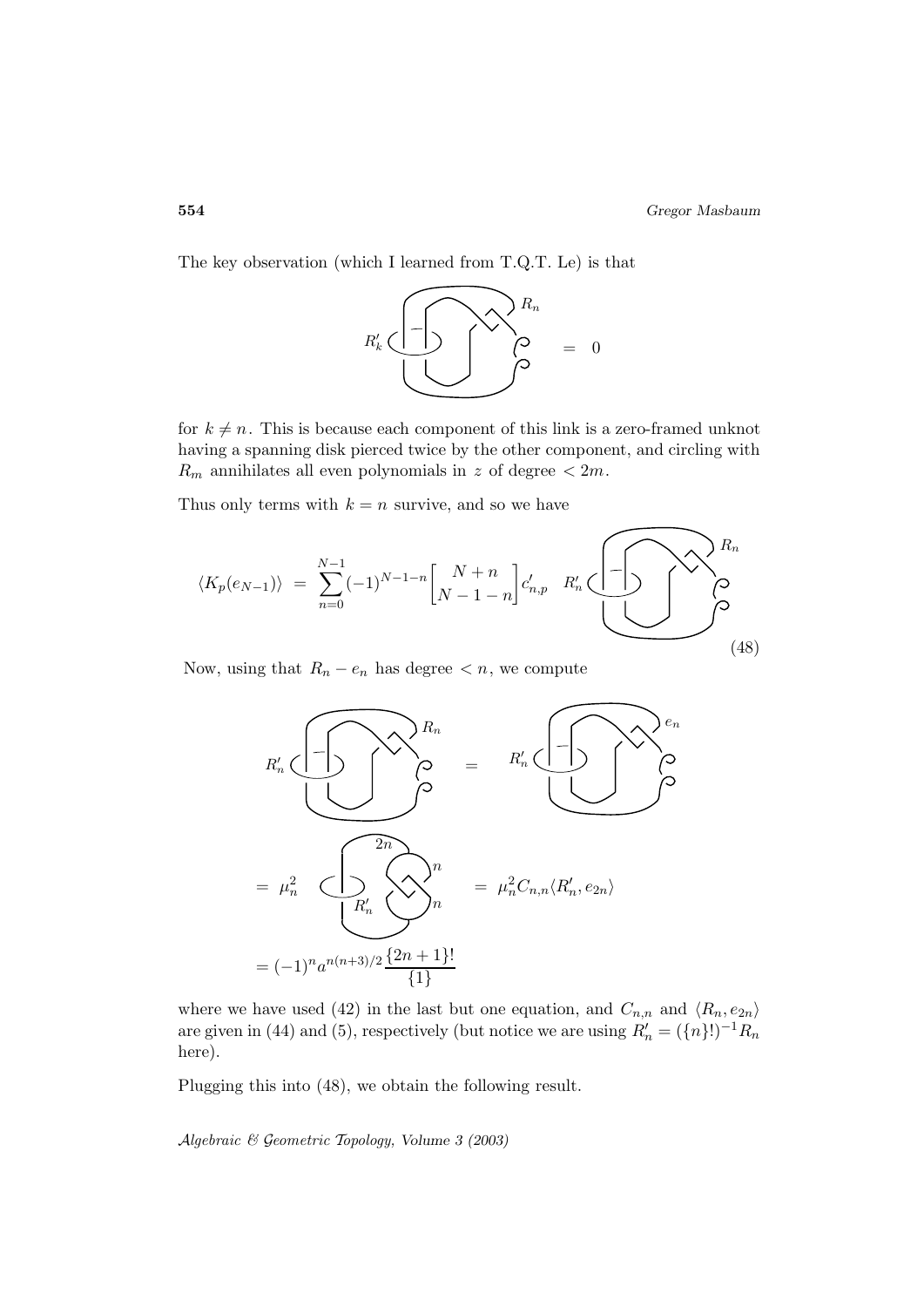The key observation (which I learned from T.Q.T. Le) is that

$$R'_k \quad [\text{diagram}] \quad R_n \quad = \quad 0$$

for $k \neq n$. This is because each component of this link is a zero-framed unknot having a spanning disk pierced twice by the other component, and circling with $R_m$ annihilates all even polynomials in $z$ of degree $< 2m$.

Thus only terms with $k = n$ survive, and so we have

$$\langle K_p(e_{N-1})\rangle \;=\; \sum_{n=0}^{N-1}(-1)^{N-1-n}\begin{bmatrix} N+n \\ N-1-n \end{bmatrix} c'_{n,p} \quad R'_n \quad [\text{diagram}] \quad R_n \tag{48}$$

Now, using that $R_n - e_n$ has degree $< n$, we compute

$$R'_n \quad [\text{diagram}] \quad R_n \quad = \quad R'_n \quad [\text{diagram}] \quad e_n$$

$$= \; \mu_n^2 \quad [\text{diagram: } 2n,\ R'_n,\ n,\ n] \quad = \; \mu_n^2 C_{n,n} \langle R'_n, e_{2n}\rangle$$

$$= (-1)^n a^{n(n+3)/2} \frac{\{2n+1\}!}{\{1\}}$$

where we have used (42) in the last but one equation, and $C_{n,n}$ and $\langle R_n, e_{2n}\rangle$ are given in (44) and (5), respectively (but notice we are using $R'_n = (\{n\}!)^{-1} R_n$ here).

Plugging this into (48), we obtain the following result.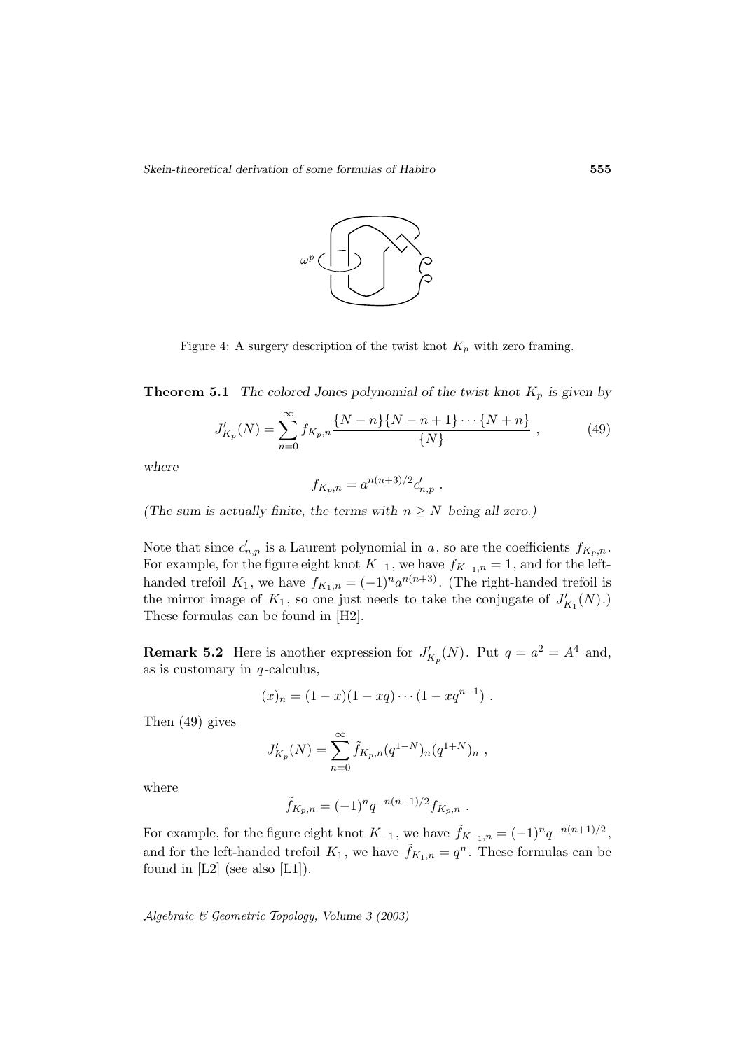Figure 4: A surgery description of the twist knot $K_p$ with zero framing.

**Theorem 5.1** *The colored Jones polynomial of the twist knot $K_p$ is given by*

$$J'_{K_p}(N) = \sum_{n=0}^{\infty} f_{K_p,n} \frac{\{N-n\}\{N-n+1\}\cdots\{N+n\}}{\{N\}} , \tag{49}$$

*where*

$$f_{K_p,n} = a^{n(n+3)/2} c'_{n,p} .$$

*(The sum is actually finite, the terms with $n \geq N$ being all zero.)*

Note that since $c'_{n,p}$ is a Laurent polynomial in $a$, so are the coefficients $f_{K_p,n}$. For example, for the figure eight knot $K_{-1}$, we have $f_{K_{-1},n} = 1$, and for the left-handed trefoil $K_1$, we have $f_{K_1,n} = (-1)^n a^{n(n+3)}$. (The right-handed trefoil is the mirror image of $K_1$, so one just needs to take the conjugate of $J'_{K_1}(N)$.) These formulas can be found in [H2].

**Remark 5.2** Here is another expression for $J'_{K_p}(N)$. Put $q = a^2 = A^4$ and, as is customary in $q$-calculus,

$$(x)_n = (1-x)(1-xq)\cdots(1-xq^{n-1}) .$$

Then (49) gives

$$J'_{K_p}(N) = \sum_{n=0}^{\infty} \tilde{f}_{K_p,n} (q^{1-N})_n (q^{1+N})_n ,$$

where

$$\tilde{f}_{K_p,n} = (-1)^n q^{-n(n+1)/2} f_{K_p,n} .$$

For example, for the figure eight knot $K_{-1}$, we have $\tilde{f}_{K_{-1},n} = (-1)^n q^{-n(n+1)/2}$, and for the left-handed trefoil $K_1$, we have $\tilde{f}_{K_1,n} = q^n$. These formulas can be found in [L2] (see also [L1]).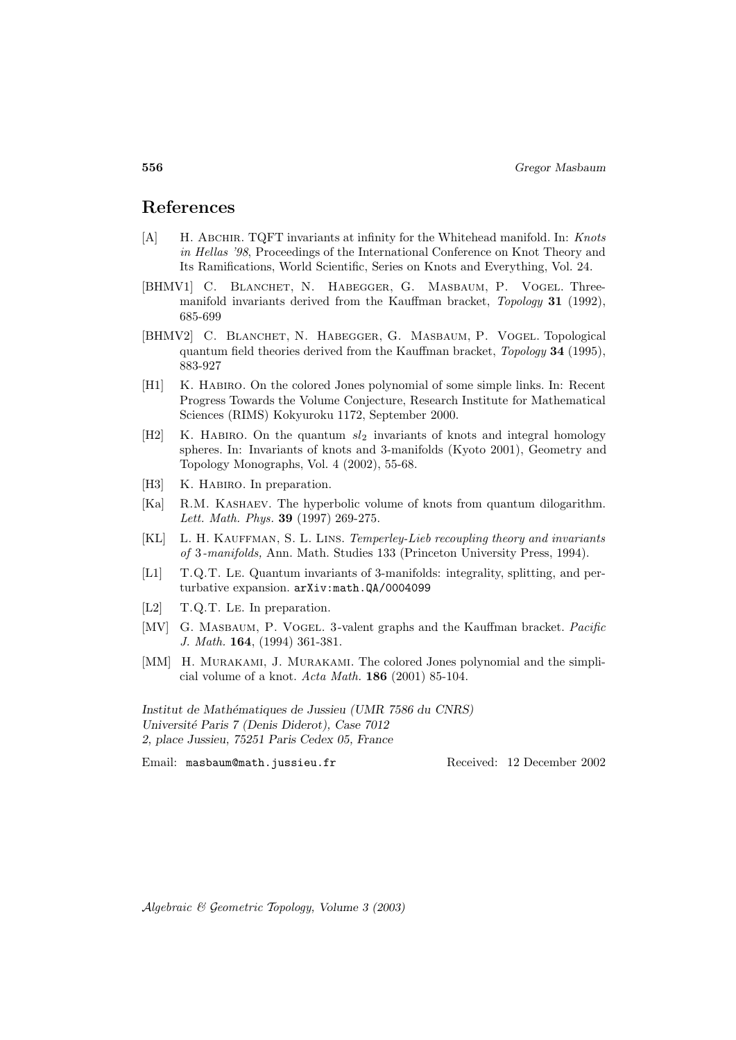## References

[A] H. Abchir. TQFT invariants at infinity for the Whitehead manifold. In: *Knots in Hellas '98*, Proceedings of the International Conference on Knot Theory and Its Ramifications, World Scientific, Series on Knots and Everything, Vol. 24.

[BHMV1] C. Blanchet, N. Habegger, G. Masbaum, P. Vogel. Three-manifold invariants derived from the Kauffman bracket, *Topology* **31** (1992), 685-699

[BHMV2] C. Blanchet, N. Habegger, G. Masbaum, P. Vogel. Topological quantum field theories derived from the Kauffman bracket, *Topology* **34** (1995), 883-927

[H1] K. Habiro. On the colored Jones polynomial of some simple links. In: Recent Progress Towards the Volume Conjecture, Research Institute for Mathematical Sciences (RIMS) Kokyuroku 1172, September 2000.

[H2] K. Habiro. On the quantum $sl_2$ invariants of knots and integral homology spheres. In: Invariants of knots and 3-manifolds (Kyoto 2001), Geometry and Topology Monographs, Vol. 4 (2002), 55-68.

[H3] K. Habiro. In preparation.

[Ka] R.M. Kashaev. The hyperbolic volume of knots from quantum dilogarithm. *Lett. Math. Phys.* **39** (1997) 269-275.

[KL] L. H. Kauffman, S. L. Lins. *Temperley-Lieb recoupling theory and invariants of 3-manifolds,* Ann. Math. Studies 133 (Princeton University Press, 1994).

[L1] T.Q.T. Le. Quantum invariants of 3-manifolds: integrality, splitting, and perturbative expansion. arXiv:math.QA/0004099

[L2] T.Q.T. Le. In preparation.

[MV] G. Masbaum, P. Vogel. 3-valent graphs and the Kauffman bracket. *Pacific J. Math.* **164**, (1994) 361-381.

[MM] H. Murakami, J. Murakami. The colored Jones polynomial and the simplicial volume of a knot. *Acta Math.* **186** (2001) 85-104.

*Institut de Mathématiques de Jussieu (UMR 7586 du CNRS)*
*Université Paris 7 (Denis Diderot), Case 7012*
*2, place Jussieu, 75251 Paris Cedex 05, France*

Email: masbaum@math.jussieu.fr

Received: 12 December 2002